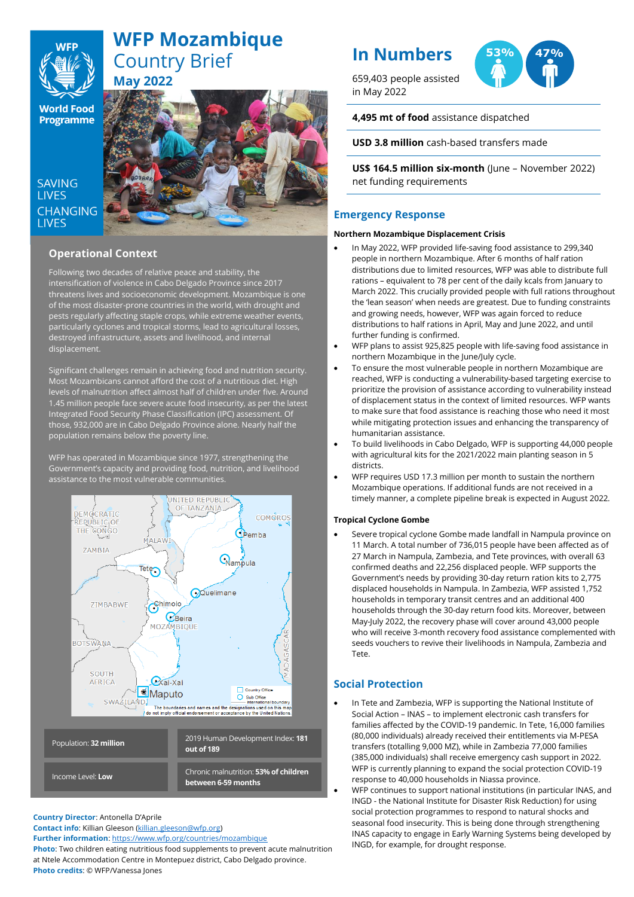# WFP Mozambique
## Country Brief
### May 2022

SAVING LIVES
CHANGING LIVES

## Operational Context

Following two decades of relative peace and stability, the intensification of violence in Cabo Delgado Province since 2017 threatens lives and socioeconomic development. Mozambique is one of the most disaster-prone countries in the world, with drought and pests regularly affecting staple crops, while extreme weather events, particularly cyclones and tropical storms, lead to agricultural losses, destroyed infrastructure, assets and livelihood, and internal displacement.

Significant challenges remain in achieving food and nutrition security. Most Mozambicans cannot afford the cost of a nutritious diet. High levels of malnutrition affect almost half of children under five. Around 1.45 million people face severe acute food insecurity, as per the latest Integrated Food Security Phase Classification (IPC) assessment. Of those, 932,000 are in Cabo Delgado Province alone. Nearly half the population remains below the poverty line.

WFP has operated in Mozambique since 1977, strengthening the Government's capacity and providing food, nutrition, and livelihood assistance to the most vulnerable communities.

| Population: **32 million** | 2019 Human Development Index: **181 out of 189** |
|---|---|
| Income Level: **Low** | Chronic malnutrition: **53% of children between 6-59 months** |

**Country Director**: Antonella D'Aprile
**Contact info**: Killian Gleeson (killian.gleeson@wfp.org)
**Further information**: https://www.wfp.org/countries/mozambique
**Photo**: Two children eating nutritious food supplements to prevent acute malnutrition at Ntele Accommodation Centre in Montepuez district, Cabo Delgado province.
**Photo credits**: © WFP/Vanessa Jones

## In Numbers

659,403 people assisted in May 2022

53% 47%

**4,495 mt of food** assistance dispatched

**USD 3.8 million** cash-based transfers made

**US$ 164.5 million six-month** (June – November 2022) net funding requirements

## Emergency Response

### Northern Mozambique Displacement Crisis

- In May 2022, WFP provided life-saving food assistance to 299,340 people in northern Mozambique. After 6 months of half ration distributions due to limited resources, WFP was able to distribute full rations – equivalent to 78 per cent of the daily kcals from January to March 2022. This crucially provided people with full rations throughout the 'lean season' when needs are greatest. Due to funding constraints and growing needs, however, WFP was again forced to reduce distributions to half rations in April, May and June 2022, and until further funding is confirmed.
- WFP plans to assist 925,825 people with life-saving food assistance in northern Mozambique in the June/July cycle.
- To ensure the most vulnerable people in northern Mozambique are reached, WFP is conducting a vulnerability-based targeting exercise to prioritize the provision of assistance according to vulnerability instead of displacement status in the context of limited resources. WFP wants to make sure that food assistance is reaching those who need it most while mitigating protection issues and enhancing the transparency of humanitarian assistance.
- To build livelihoods in Cabo Delgado, WFP is supporting 44,000 people with agricultural kits for the 2021/2022 main planting season in 5 districts.
- WFP requires USD 17.3 million per month to sustain the northern Mozambique operations. If additional funds are not received in a timely manner, a complete pipeline break is expected in August 2022.

### Tropical Cyclone Gombe

- Severe tropical cyclone Gombe made landfall in Nampula province on 11 March. A total number of 736,015 people have been affected as of 27 March in Nampula, Zambezia, and Tete provinces, with overall 63 confirmed deaths and 22,256 displaced people. WFP supports the Government's needs by providing 30-day return ration kits to 2,775 displaced households in Nampula. In Zambezia, WFP assisted 1,752 households in temporary transit centres and an additional 400 households through the 30-day return food kits. Moreover, between May-July 2022, the recovery phase will cover around 43,000 people who will receive 3-month recovery food assistance complemented with seeds vouchers to revive their livelihoods in Nampula, Zambezia and Tete.

## Social Protection

- In Tete and Zambezia, WFP is supporting the National Institute of Social Action – INAS – to implement electronic cash transfers for families affected by the COVID-19 pandemic. In Tete, 16,000 families (80,000 individuals) already received their entitlements via M-PESA transfers (totalling 9,000 MZ), while in Zambezia 77,000 families (385,000 individuals) shall receive emergency cash support in 2022. WFP is currently planning to expand the social protection COVID-19 response to 40,000 households in Niassa province.
- WFP continues to support national institutions (in particular INAS, and INGD - the National Institute for Disaster Risk Reduction) for using social protection programmes to respond to natural shocks and seasonal food insecurity. This is being done through strengthening INAS capacity to engage in Early Warning Systems being developed by INGD, for example, for drought response.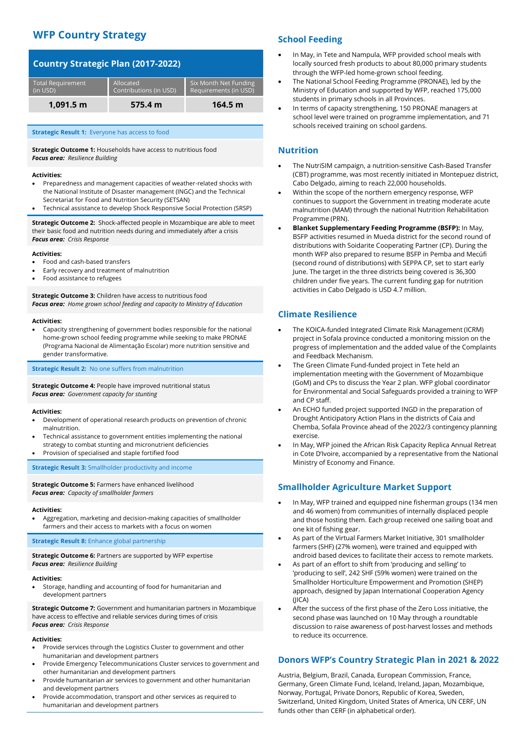## WFP Country Strategy

### Country Strategic Plan (2017-2022)

| Total Requirement (in USD) | Allocated Contributions (in USD) | Six Month Net Funding Requirements (in USD) |
|---|---|---|
| **1,091.5 m** | **575.4 m** | **164.5 m** |

**Strategic Result 1:** Everyone has access to food

**Strategic Outcome 1:** Households have access to nutritious food
***Focus area:*** *Resilience Building*

**Activities:**

- Preparedness and management capacities of weather-related shocks with the National Institute of Disaster management (INGC) and the Technical Secretariat for Food and Nutrition Security (SETSAN)
- Technical assistance to develop Shock Responsive Social Protection (SRSP)

**Strategic Outcome 2:** Shock-affected people in Mozambique are able to meet their basic food and nutrition needs during and immediately after a crisis
***Focus area:*** *Crisis Response*

**Activities:**

- Food and cash-based transfers
- Early recovery and treatment of malnutrition
- Food assistance to refugees

**Strategic Outcome 3:** Children have access to nutritious food
***Focus area:*** *Home grown school feeding and capacity to Ministry of Education*

**Activities:**

- Capacity strengthening of government bodies responsible for the national home-grown school feeding programme while seeking to make PRONAE (Programa Nacional de Alimentação Escolar) more nutrition sensitive and gender transformative.

**Strategic Result 2:** No one suffers from malnutrition

**Strategic Outcome 4:** People have improved nutritional status
***Focus area:*** *Government capacity for stunting*

**Activities:**

- Development of operational research products on prevention of chronic malnutrition.
- Technical assistance to government entities implementing the national strategy to combat stunting and micronutrient deficiencies
- Provision of specialised and staple fortified food

**Strategic Result 3:** Smallholder productivity and income

**Strategic Outcome 5:** Farmers have enhanced livelihood
***Focus area:*** *Capacity of smallholder farmers*

**Activities:**

- Aggregation, marketing and decision-making capacities of smallholder farmers and their access to markets with a focus on women

**Strategic Result 8:** Enhance global partnership

**Strategic Outcome 6:** Partners are supported by WFP expertise
***Focus area:*** *Resilience Building*

**Activities:**

- Storage, handling and accounting of food for humanitarian and development partners

**Strategic Outcome 7:** Government and humanitarian partners in Mozambique have access to effective and reliable services during times of crisis
***Focus area:*** *Crisis Response*

**Activities:**

- Provide services through the Logistics Cluster to government and other humanitarian and development partners
- Provide Emergency Telecommunications Cluster services to government and other humanitarian and development partners
- Provide humanitarian air services to government and other humanitarian and development partners
- Provide accommodation, transport and other services as required to humanitarian and development partners

## School Feeding

- In May, in Tete and Nampula, WFP provided school meals with locally sourced fresh products to about 80,000 primary students through the WFP-led home-grown school feeding.
- The National School Feeding Programme (PRONAE), led by the Ministry of Education and supported by WFP, reached 175,000 students in primary schools in all Provinces.
- In terms of capacity strengthening, 150 PRONAE managers at school level were trained on programme implementation, and 71 schools received training on school gardens.

## Nutrition

- The NutriSIM campaign, a nutrition-sensitive Cash-Based Transfer (CBT) programme, was most recently initiated in Montepuez district, Cabo Delgado, aiming to reach 22,000 households.
- Within the scope of the northern emergency response, WFP continues to support the Government in treating moderate acute malnutrition (MAM) through the national Nutrition Rehabilitation Programme (PRN).
- **Blanket Supplementary Feeding Programme (BSFP):** In May, BSFP activities resumed in Mueda district for the second round of distributions with Soidarite Cooperating Partner (CP). During the month WFP also prepared to resume BSFP in Pemba and Mecúfi (second round of distributions) with SEPPA CP, set to start early June. The target in the three districts being covered is 36,300 children under five years. The current funding gap for nutrition activities in Cabo Delgado is USD 4.7 million.

## Climate Resilience

- The KOICA-funded Integrated Climate Risk Management (ICRM) project in Sofala province conducted a monitoring mission on the progress of implementation and the added value of the Complaints and Feedback Mechanism.
- The Green Climate Fund-funded project in Tete held an implementation meeting with the Government of Mozambique (GoM) and CPs to discuss the Year 2 plan. WFP global coordinator for Environmental and Social Safeguards provided a training to WFP and CP staff.
- An ECHO funded project supported INGD in the preparation of Drought Anticipatory Action Plans in the districts of Caia and Chemba, Sofala Province ahead of the 2022/3 contingency planning exercise.
- In May, WFP joined the African Risk Capacity Replica Annual Retreat in Cote D'Ivoire, accompanied by a representative from the National Ministry of Economy and Finance.

## Smallholder Agriculture Market Support

- In May, WFP trained and equipped nine fisherman groups (134 men and 46 women) from communities of internally displaced people and those hosting them. Each group received one sailing boat and one kit of fishing gear.
- As part of the Virtual Farmers Market Initiative, 301 smallholder farmers (SHF) (27% women), were trained and equipped with android based devices to facilitate their access to remote markets.
- As part of an effort to shift from 'producing and selling' to 'producing to sell', 242 SHF (59% women) were trained on the Smallholder Horticulture Empowerment and Promotion (SHEP) approach, designed by Japan International Cooperation Agency (JICA)
- After the success of the first phase of the Zero Loss initiative, the second phase was launched on 10 May through a roundtable discussion to raise awareness of post-harvest losses and methods to reduce its occurrence.

## Donors WFP's Country Strategic Plan in 2021 & 2022

Austria, Belgium, Brazil, Canada, European Commission, France, Germany, Green Climate Fund, Iceland, Ireland, Japan, Mozambique, Norway, Portugal, Private Donors, Republic of Korea, Sweden, Switzerland, United Kingdom, United States of America, UN CERF, UN funds other than CERF (in alphabetical order).